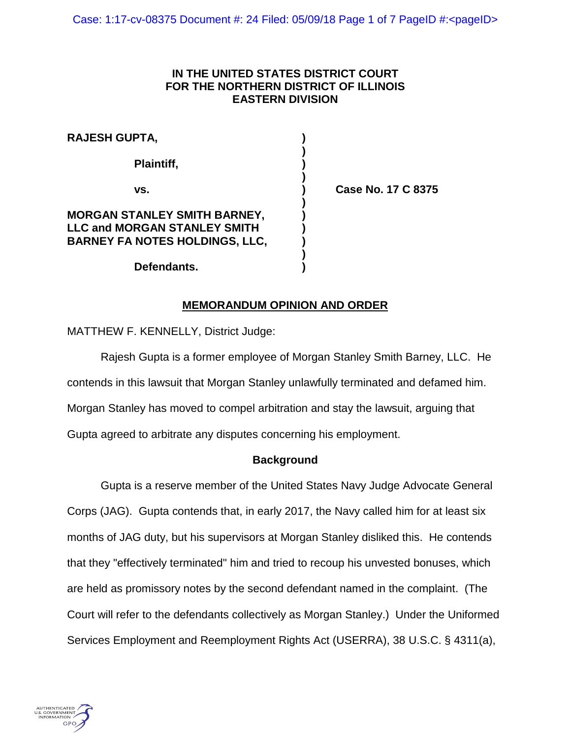IN THE UNITED STATES DISTRICT COURT
FOR THE NORTHERN DISTRICT OF ILLINOIS
EASTERN DIVISION

| | | |
|---|---|---|
| **RAJESH GUPTA,** | ) | |
| | ) | |
| **Plaintiff,** | ) | |
| | ) | |
| **vs.** | ) | **Case No. 17 C 8375** |
| | ) | |
| **MORGAN STANLEY SMITH BARNEY, LLC and MORGAN STANLEY SMITH BARNEY FA NOTES HOLDINGS, LLC,** | ) | |
| | ) | |
| **Defendants.** | ) | |

**MEMORANDUM OPINION AND ORDER**

MATTHEW F. KENNELLY, District Judge:

Rajesh Gupta is a former employee of Morgan Stanley Smith Barney, LLC. He contends in this lawsuit that Morgan Stanley unlawfully terminated and defamed him. Morgan Stanley has moved to compel arbitration and stay the lawsuit, arguing that Gupta agreed to arbitrate any disputes concerning his employment.

**Background**

Gupta is a reserve member of the United States Navy Judge Advocate General Corps (JAG). Gupta contends that, in early 2017, the Navy called him for at least six months of JAG duty, but his supervisors at Morgan Stanley disliked this. He contends that they "effectively terminated" him and tried to recoup his unvested bonuses, which are held as promissory notes by the second defendant named in the complaint. (The Court will refer to the defendants collectively as Morgan Stanley.) Under the Uniformed Services Employment and Reemployment Rights Act (USERRA), 38 U.S.C. § 4311(a),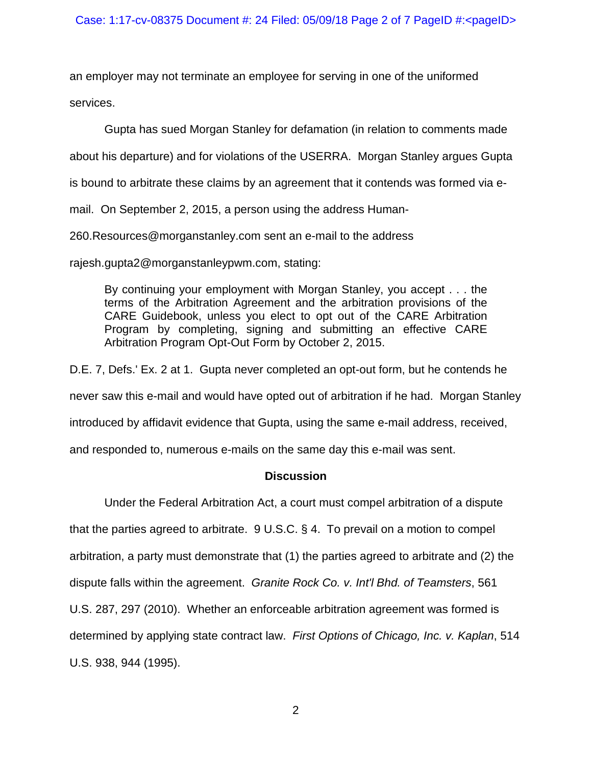an employer may not terminate an employee for serving in one of the uniformed services.

Gupta has sued Morgan Stanley for defamation (in relation to comments made about his departure) and for violations of the USERRA. Morgan Stanley argues Gupta is bound to arbitrate these claims by an agreement that it contends was formed via e-mail. On September 2, 2015, a person using the address Human-260.Resources@morganstanley.com sent an e-mail to the address rajesh.gupta2@morganstanleypwm.com, stating:

> By continuing your employment with Morgan Stanley, you accept . . . the terms of the Arbitration Agreement and the arbitration provisions of the CARE Guidebook, unless you elect to opt out of the CARE Arbitration Program by completing, signing and submitting an effective CARE Arbitration Program Opt-Out Form by October 2, 2015.

D.E. 7, Defs.' Ex. 2 at 1. Gupta never completed an opt-out form, but he contends he never saw this e-mail and would have opted out of arbitration if he had. Morgan Stanley introduced by affidavit evidence that Gupta, using the same e-mail address, received, and responded to, numerous e-mails on the same day this e-mail was sent.

## Discussion

Under the Federal Arbitration Act, a court must compel arbitration of a dispute that the parties agreed to arbitrate. 9 U.S.C. § 4. To prevail on a motion to compel arbitration, a party must demonstrate that (1) the parties agreed to arbitrate and (2) the dispute falls within the agreement. *Granite Rock Co. v. Int'l Bhd. of Teamsters*, 561 U.S. 287, 297 (2010). Whether an enforceable arbitration agreement was formed is determined by applying state contract law. *First Options of Chicago, Inc. v. Kaplan*, 514 U.S. 938, 944 (1995).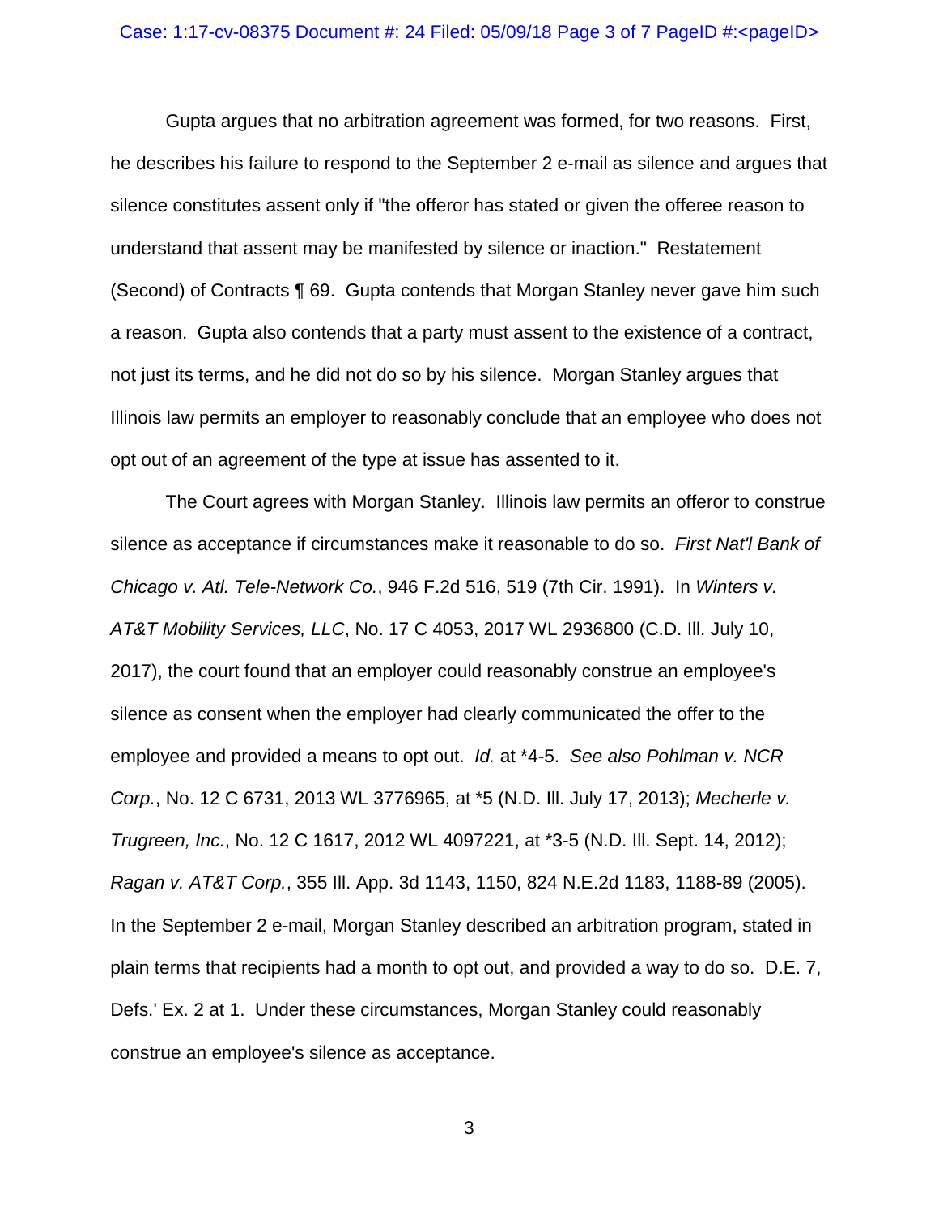Gupta argues that no arbitration agreement was formed, for two reasons. First, he describes his failure to respond to the September 2 e-mail as silence and argues that silence constitutes assent only if "the offeror has stated or given the offeree reason to understand that assent may be manifested by silence or inaction." Restatement (Second) of Contracts ¶ 69. Gupta contends that Morgan Stanley never gave him such a reason. Gupta also contends that a party must assent to the existence of a contract, not just its terms, and he did not do so by his silence. Morgan Stanley argues that Illinois law permits an employer to reasonably conclude that an employee who does not opt out of an agreement of the type at issue has assented to it.

The Court agrees with Morgan Stanley. Illinois law permits an offeror to construe silence as acceptance if circumstances make it reasonable to do so. *First Nat'l Bank of Chicago v. Atl. Tele-Network Co.*, 946 F.2d 516, 519 (7th Cir. 1991). In *Winters v. AT&T Mobility Services, LLC*, No. 17 C 4053, 2017 WL 2936800 (C.D. Ill. July 10, 2017), the court found that an employer could reasonably construe an employee's silence as consent when the employer had clearly communicated the offer to the employee and provided a means to opt out. *Id.* at *4-5. *See also Pohlman v. NCR Corp.*, No. 12 C 6731, 2013 WL 3776965, at *5 (N.D. Ill. July 17, 2013); *Mecherle v. Trugreen, Inc.*, No. 12 C 1617, 2012 WL 4097221, at *3-5 (N.D. Ill. Sept. 14, 2012); *Ragan v. AT&T Corp.*, 355 Ill. App. 3d 1143, 1150, 824 N.E.2d 1183, 1188-89 (2005). In the September 2 e-mail, Morgan Stanley described an arbitration program, stated in plain terms that recipients had a month to opt out, and provided a way to do so. D.E. 7, Defs.' Ex. 2 at 1. Under these circumstances, Morgan Stanley could reasonably construe an employee's silence as acceptance.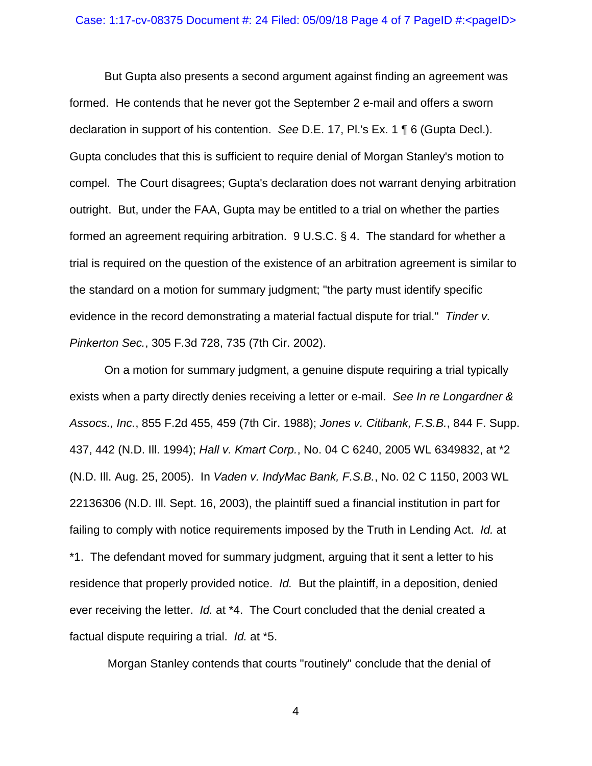But Gupta also presents a second argument against finding an agreement was formed. He contends that he never got the September 2 e-mail and offers a sworn declaration in support of his contention. *See* D.E. 17, Pl.'s Ex. 1 ¶ 6 (Gupta Decl.). Gupta concludes that this is sufficient to require denial of Morgan Stanley's motion to compel. The Court disagrees; Gupta's declaration does not warrant denying arbitration outright. But, under the FAA, Gupta may be entitled to a trial on whether the parties formed an agreement requiring arbitration. 9 U.S.C. § 4. The standard for whether a trial is required on the question of the existence of an arbitration agreement is similar to the standard on a motion for summary judgment; "the party must identify specific evidence in the record demonstrating a material factual dispute for trial." *Tinder v. Pinkerton Sec.*, 305 F.3d 728, 735 (7th Cir. 2002).

On a motion for summary judgment, a genuine dispute requiring a trial typically exists when a party directly denies receiving a letter or e-mail. *See In re Longardner & Assocs., Inc.*, 855 F.2d 455, 459 (7th Cir. 1988); *Jones v. Citibank, F.S.B.*, 844 F. Supp. 437, 442 (N.D. Ill. 1994); *Hall v. Kmart Corp.*, No. 04 C 6240, 2005 WL 6349832, at *2 (N.D. Ill. Aug. 25, 2005). In *Vaden v. IndyMac Bank, F.S.B.*, No. 02 C 1150, 2003 WL 22136306 (N.D. Ill. Sept. 16, 2003), the plaintiff sued a financial institution in part for failing to comply with notice requirements imposed by the Truth in Lending Act. *Id.* at *1. The defendant moved for summary judgment, arguing that it sent a letter to his residence that properly provided notice. *Id.* But the plaintiff, in a deposition, denied ever receiving the letter. *Id.* at *4. The Court concluded that the denial created a factual dispute requiring a trial. *Id.* at *5.

Morgan Stanley contends that courts "routinely" conclude that the denial of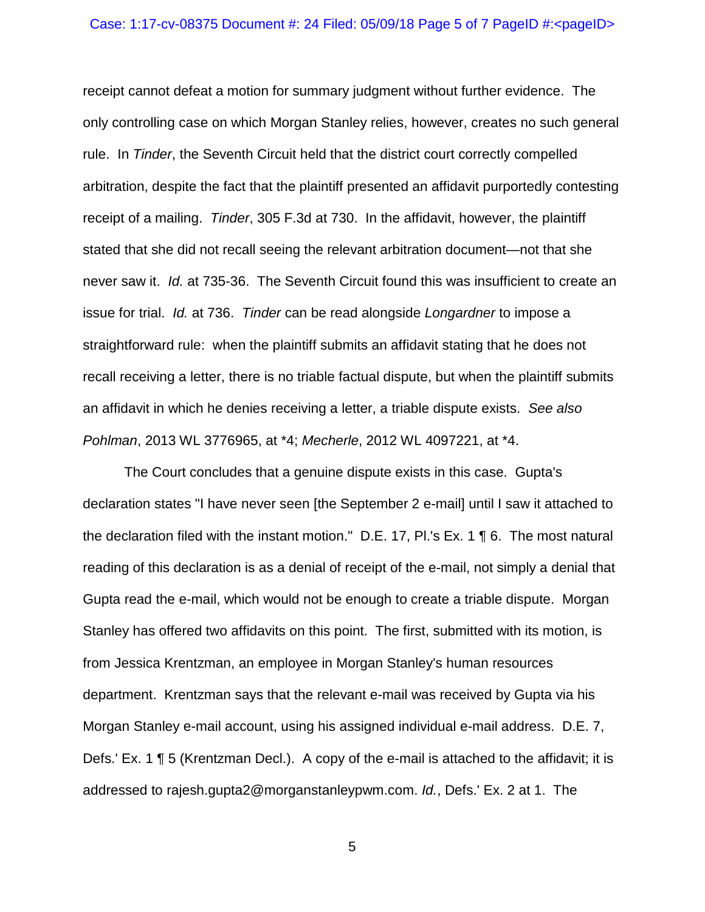receipt cannot defeat a motion for summary judgment without further evidence. The only controlling case on which Morgan Stanley relies, however, creates no such general rule. In *Tinder*, the Seventh Circuit held that the district court correctly compelled arbitration, despite the fact that the plaintiff presented an affidavit purportedly contesting receipt of a mailing. *Tinder*, 305 F.3d at 730. In the affidavit, however, the plaintiff stated that she did not recall seeing the relevant arbitration document—not that she never saw it. *Id.* at 735-36. The Seventh Circuit found this was insufficient to create an issue for trial. *Id.* at 736. *Tinder* can be read alongside *Longardner* to impose a straightforward rule: when the plaintiff submits an affidavit stating that he does not recall receiving a letter, there is no triable factual dispute, but when the plaintiff submits an affidavit in which he denies receiving a letter, a triable dispute exists. *See also Pohlman*, 2013 WL 3776965, at *4; *Mecherle*, 2012 WL 4097221, at *4.

The Court concludes that a genuine dispute exists in this case. Gupta's declaration states "I have never seen [the September 2 e-mail] until I saw it attached to the declaration filed with the instant motion." D.E. 17, Pl.'s Ex. 1 ¶ 6. The most natural reading of this declaration is as a denial of receipt of the e-mail, not simply a denial that Gupta read the e-mail, which would not be enough to create a triable dispute. Morgan Stanley has offered two affidavits on this point. The first, submitted with its motion, is from Jessica Krentzman, an employee in Morgan Stanley's human resources department. Krentzman says that the relevant e-mail was received by Gupta via his Morgan Stanley e-mail account, using his assigned individual e-mail address. D.E. 7, Defs.' Ex. 1 ¶ 5 (Krentzman Decl.). A copy of the e-mail is attached to the affidavit; it is addressed to rajesh.gupta2@morganstanleypwm.com. *Id.*, Defs.' Ex. 2 at 1. The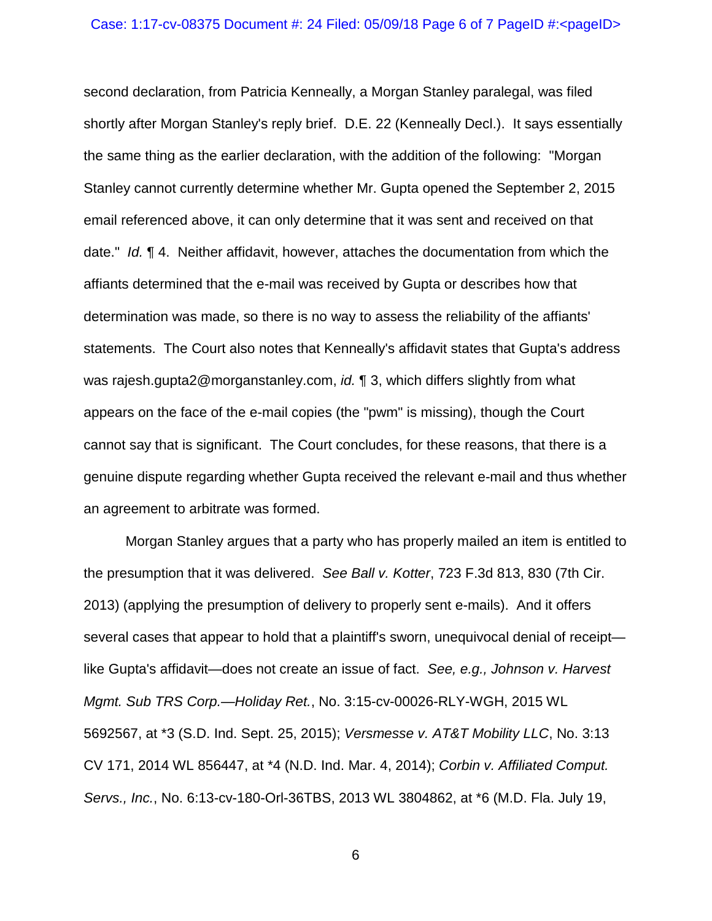second declaration, from Patricia Kenneally, a Morgan Stanley paralegal, was filed shortly after Morgan Stanley's reply brief. D.E. 22 (Kenneally Decl.). It says essentially the same thing as the earlier declaration, with the addition of the following: "Morgan Stanley cannot currently determine whether Mr. Gupta opened the September 2, 2015 email referenced above, it can only determine that it was sent and received on that date." *Id.* ¶ 4. Neither affidavit, however, attaches the documentation from which the affiants determined that the e-mail was received by Gupta or describes how that determination was made, so there is no way to assess the reliability of the affiants' statements. The Court also notes that Kenneally's affidavit states that Gupta's address was rajesh.gupta2@morganstanley.com, *id.* ¶ 3, which differs slightly from what appears on the face of the e-mail copies (the "pwm" is missing), though the Court cannot say that is significant. The Court concludes, for these reasons, that there is a genuine dispute regarding whether Gupta received the relevant e-mail and thus whether an agreement to arbitrate was formed.

Morgan Stanley argues that a party who has properly mailed an item is entitled to the presumption that it was delivered. *See Ball v. Kotter*, 723 F.3d 813, 830 (7th Cir. 2013) (applying the presumption of delivery to properly sent e-mails). And it offers several cases that appear to hold that a plaintiff's sworn, unequivocal denial of receipt—like Gupta's affidavit—does not create an issue of fact. *See, e.g., Johnson v. Harvest Mgmt. Sub TRS Corp.—Holiday Ret.*, No. 3:15-cv-00026-RLY-WGH, 2015 WL 5692567, at *3 (S.D. Ind. Sept. 25, 2015); *Versmesse v. AT&T Mobility LLC*, No. 3:13 CV 171, 2014 WL 856447, at *4 (N.D. Ind. Mar. 4, 2014); *Corbin v. Affiliated Comput. Servs., Inc.*, No. 6:13-cv-180-Orl-36TBS, 2013 WL 3804862, at *6 (M.D. Fla. July 19,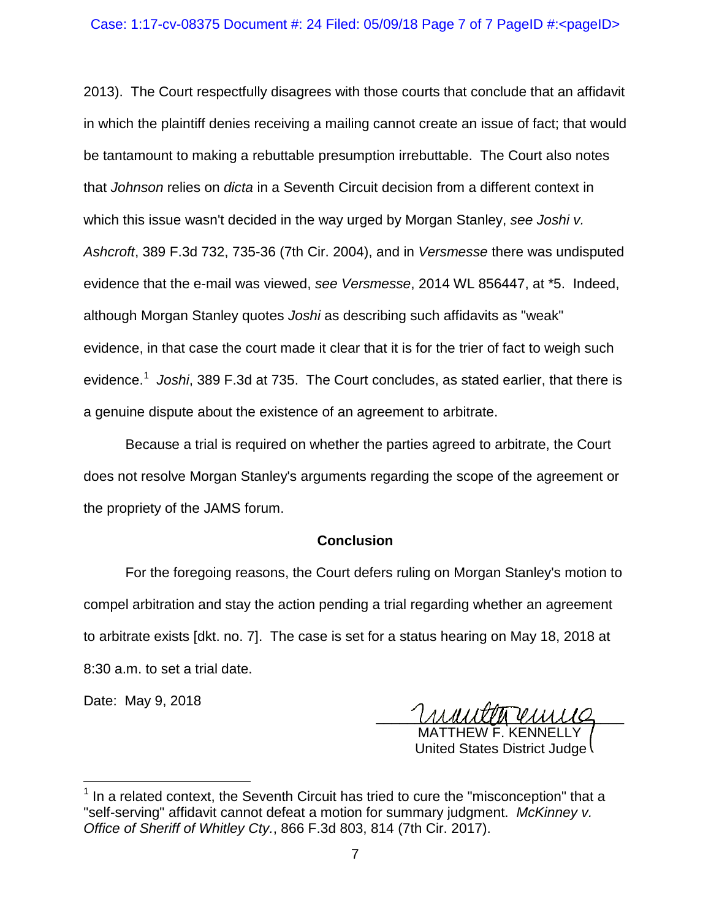2013). The Court respectfully disagrees with those courts that conclude that an affidavit in which the plaintiff denies receiving a mailing cannot create an issue of fact; that would be tantamount to making a rebuttable presumption irrebuttable. The Court also notes that *Johnson* relies on *dicta* in a Seventh Circuit decision from a different context in which this issue wasn't decided in the way urged by Morgan Stanley, *see Joshi v. Ashcroft*, 389 F.3d 732, 735-36 (7th Cir. 2004), and in *Versmesse* there was undisputed evidence that the e-mail was viewed, *see Versmesse*, 2014 WL 856447, at *5. Indeed, although Morgan Stanley quotes *Joshi* as describing such affidavits as "weak" evidence, in that case the court made it clear that it is for the trier of fact to weigh such evidence.[1] *Joshi*, 389 F.3d at 735. The Court concludes, as stated earlier, that there is a genuine dispute about the existence of an agreement to arbitrate.

Because a trial is required on whether the parties agreed to arbitrate, the Court does not resolve Morgan Stanley's arguments regarding the scope of the agreement or the propriety of the JAMS forum.

## Conclusion

For the foregoing reasons, the Court defers ruling on Morgan Stanley's motion to compel arbitration and stay the action pending a trial regarding whether an agreement to arbitrate exists [dkt. no. 7]. The case is set for a status hearing on May 18, 2018 at 8:30 a.m. to set a trial date.

Date: May 9, 2018

MATTHEW F. KENNELLY
United States District Judge

---

[1] In a related context, the Seventh Circuit has tried to cure the "misconception" that a "self-serving" affidavit cannot defeat a motion for summary judgment. *McKinney v. Office of Sheriff of Whitley Cty.*, 866 F.3d 803, 814 (7th Cir. 2017).